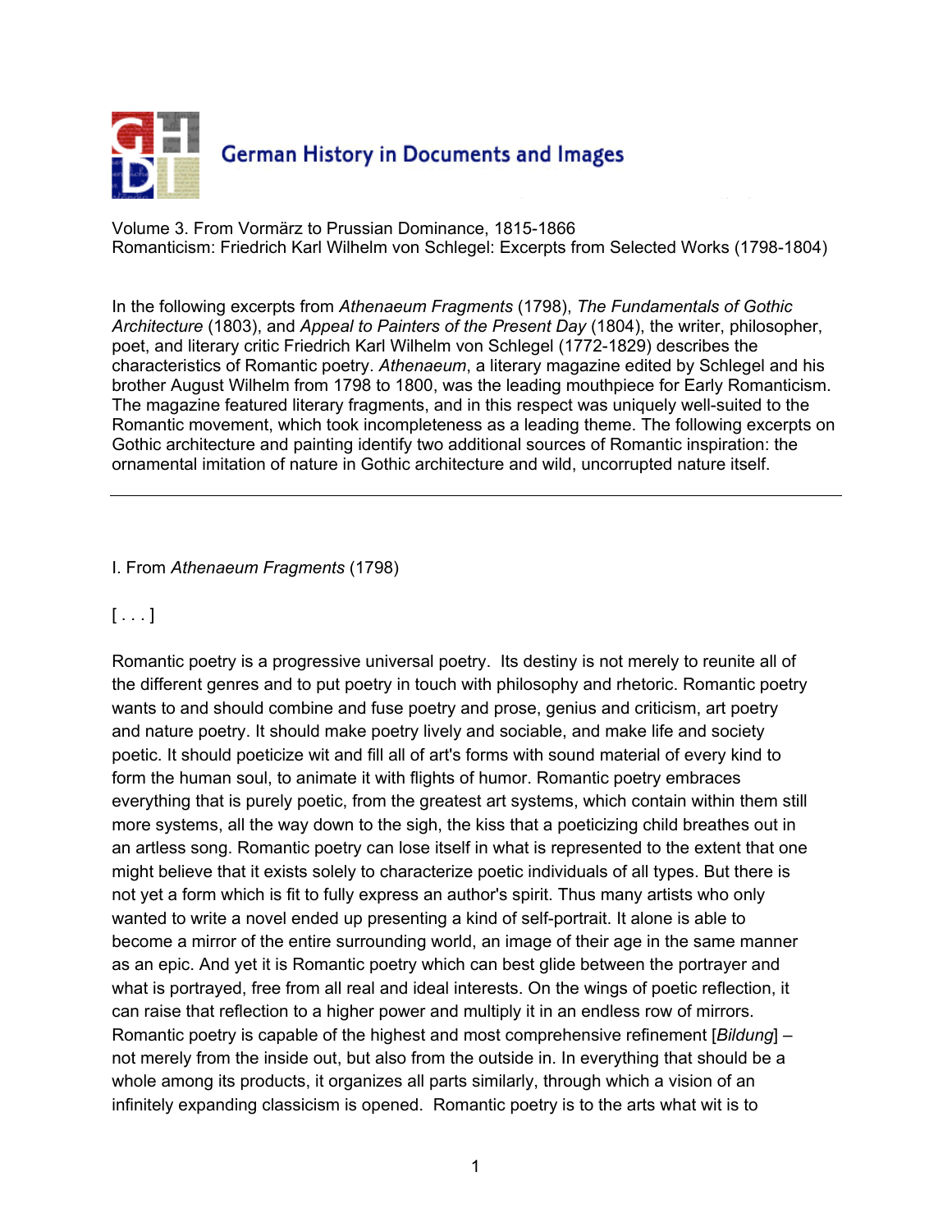German History in Documents and Images

Volume 3. From Vormärz to Prussian Dominance, 1815-1866
Romanticism: Friedrich Karl Wilhelm von Schlegel: Excerpts from Selected Works (1798-1804)

In the following excerpts from *Athenaeum Fragments* (1798), *The Fundamentals of Gothic Architecture* (1803), and *Appeal to Painters of the Present Day* (1804), the writer, philosopher, poet, and literary critic Friedrich Karl Wilhelm von Schlegel (1772-1829) describes the characteristics of Romantic poetry. *Athenaeum*, a literary magazine edited by Schlegel and his brother August Wilhelm from 1798 to 1800, was the leading mouthpiece for Early Romanticism. The magazine featured literary fragments, and in this respect was uniquely well-suited to the Romantic movement, which took incompleteness as a leading theme. The following excerpts on Gothic architecture and painting identify two additional sources of Romantic inspiration: the ornamental imitation of nature in Gothic architecture and wild, uncorrupted nature itself.

---

## I. From *Athenaeum Fragments* (1798)

[ . . . ]

Romantic poetry is a progressive universal poetry. Its destiny is not merely to reunite all of the different genres and to put poetry in touch with philosophy and rhetoric. Romantic poetry wants to and should combine and fuse poetry and prose, genius and criticism, art poetry and nature poetry. It should make poetry lively and sociable, and make life and society poetic. It should poeticize wit and fill all of art's forms with sound material of every kind to form the human soul, to animate it with flights of humor. Romantic poetry embraces everything that is purely poetic, from the greatest art systems, which contain within them still more systems, all the way down to the sigh, the kiss that a poeticizing child breathes out in an artless song. Romantic poetry can lose itself in what is represented to the extent that one might believe that it exists solely to characterize poetic individuals of all types. But there is not yet a form which is fit to fully express an author's spirit. Thus many artists who only wanted to write a novel ended up presenting a kind of self-portrait. It alone is able to become a mirror of the entire surrounding world, an image of their age in the same manner as an epic. And yet it is Romantic poetry which can best glide between the portrayer and what is portrayed, free from all real and ideal interests. On the wings of poetic reflection, it can raise that reflection to a higher power and multiply it in an endless row of mirrors. Romantic poetry is capable of the highest and most comprehensive refinement [*Bildung*] – not merely from the inside out, but also from the outside in. In everything that should be a whole among its products, it organizes all parts similarly, through which a vision of an infinitely expanding classicism is opened. Romantic poetry is to the arts what wit is to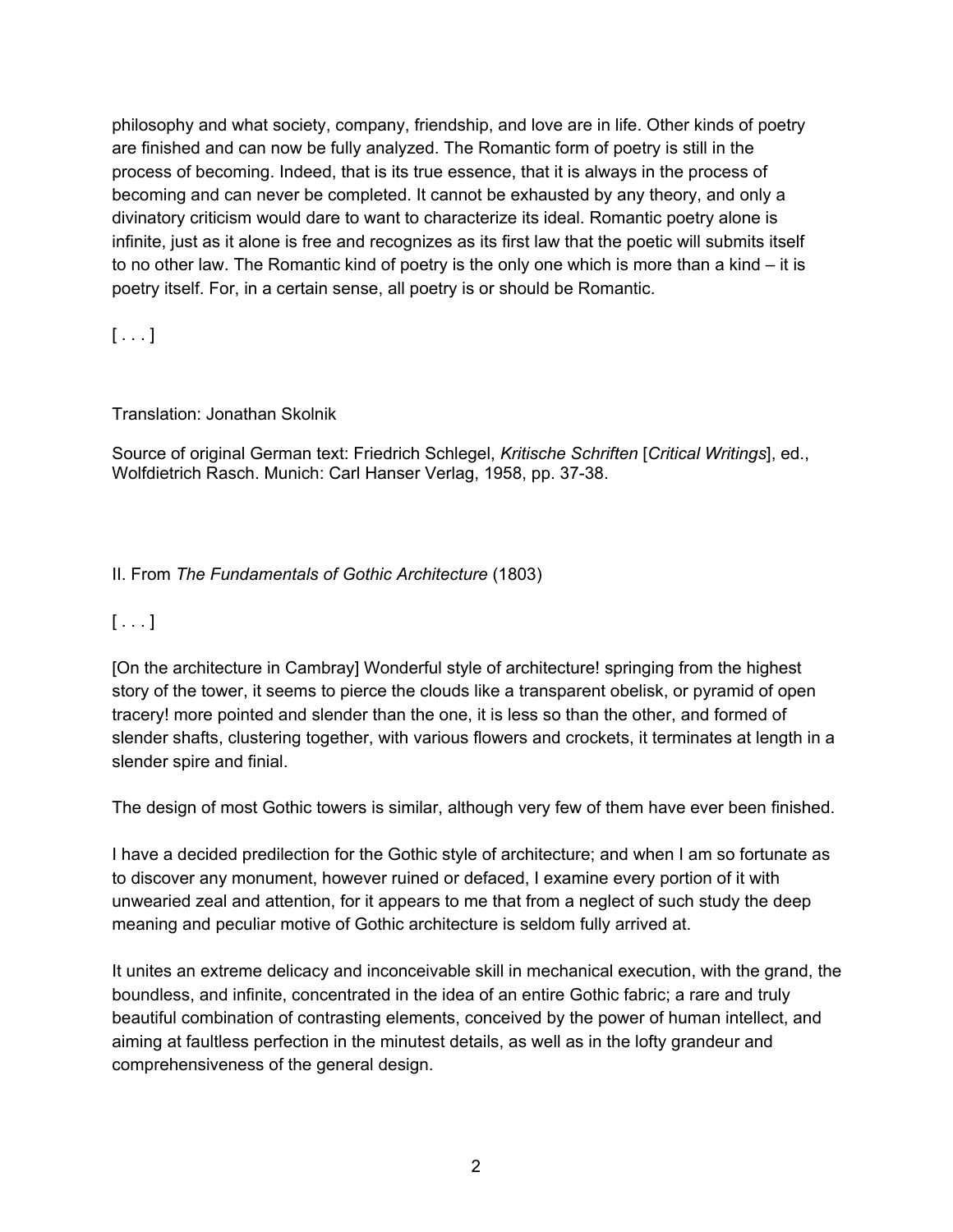philosophy and what society, company, friendship, and love are in life. Other kinds of poetry are finished and can now be fully analyzed. The Romantic form of poetry is still in the process of becoming. Indeed, that is its true essence, that it is always in the process of becoming and can never be completed. It cannot be exhausted by any theory, and only a divinatory criticism would dare to want to characterize its ideal. Romantic poetry alone is infinite, just as it alone is free and recognizes as its first law that the poetic will submits itself to no other law. The Romantic kind of poetry is the only one which is more than a kind – it is poetry itself. For, in a certain sense, all poetry is or should be Romantic.

[ . . . ]

Translation: Jonathan Skolnik

Source of original German text: Friedrich Schlegel, *Kritische Schriften* [*Critical Writings*], ed., Wolfdietrich Rasch. Munich: Carl Hanser Verlag, 1958, pp. 37-38.

## II. From *The Fundamentals of Gothic Architecture* (1803)

[ . . . ]

[On the architecture in Cambray] Wonderful style of architecture! springing from the highest story of the tower, it seems to pierce the clouds like a transparent obelisk, or pyramid of open tracery! more pointed and slender than the one, it is less so than the other, and formed of slender shafts, clustering together, with various flowers and crockets, it terminates at length in a slender spire and finial.

The design of most Gothic towers is similar, although very few of them have ever been finished.

I have a decided predilection for the Gothic style of architecture; and when I am so fortunate as to discover any monument, however ruined or defaced, I examine every portion of it with unwearied zeal and attention, for it appears to me that from a neglect of such study the deep meaning and peculiar motive of Gothic architecture is seldom fully arrived at.

It unites an extreme delicacy and inconceivable skill in mechanical execution, with the grand, the boundless, and infinite, concentrated in the idea of an entire Gothic fabric; a rare and truly beautiful combination of contrasting elements, conceived by the power of human intellect, and aiming at faultless perfection in the minutest details, as well as in the lofty grandeur and comprehensiveness of the general design.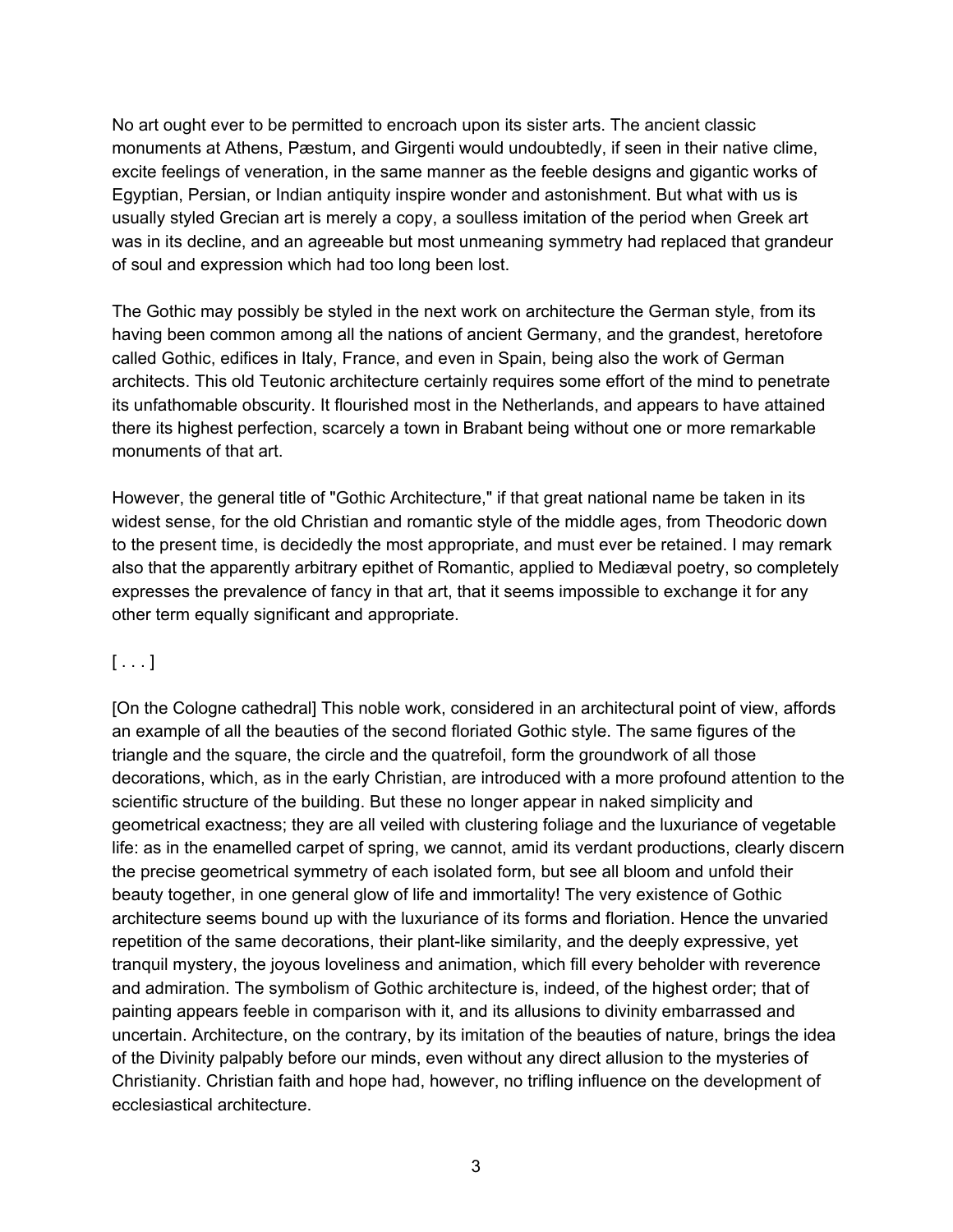No art ought ever to be permitted to encroach upon its sister arts. The ancient classic monuments at Athens, Pæstum, and Girgenti would undoubtedly, if seen in their native clime, excite feelings of veneration, in the same manner as the feeble designs and gigantic works of Egyptian, Persian, or Indian antiquity inspire wonder and astonishment. But what with us is usually styled Grecian art is merely a copy, a soulless imitation of the period when Greek art was in its decline, and an agreeable but most unmeaning symmetry had replaced that grandeur of soul and expression which had too long been lost.

The Gothic may possibly be styled in the next work on architecture the German style, from its having been common among all the nations of ancient Germany, and the grandest, heretofore called Gothic, edifices in Italy, France, and even in Spain, being also the work of German architects. This old Teutonic architecture certainly requires some effort of the mind to penetrate its unfathomable obscurity. It flourished most in the Netherlands, and appears to have attained there its highest perfection, scarcely a town in Brabant being without one or more remarkable monuments of that art.

However, the general title of "Gothic Architecture," if that great national name be taken in its widest sense, for the old Christian and romantic style of the middle ages, from Theodoric down to the present time, is decidedly the most appropriate, and must ever be retained. I may remark also that the apparently arbitrary epithet of Romantic, applied to Mediæval poetry, so completely expresses the prevalence of fancy in that art, that it seems impossible to exchange it for any other term equally significant and appropriate.

[ . . . ]

[On the Cologne cathedral] This noble work, considered in an architectural point of view, affords an example of all the beauties of the second floriated Gothic style. The same figures of the triangle and the square, the circle and the quatrefoil, form the groundwork of all those decorations, which, as in the early Christian, are introduced with a more profound attention to the scientific structure of the building. But these no longer appear in naked simplicity and geometrical exactness; they are all veiled with clustering foliage and the luxuriance of vegetable life: as in the enamelled carpet of spring, we cannot, amid its verdant productions, clearly discern the precise geometrical symmetry of each isolated form, but see all bloom and unfold their beauty together, in one general glow of life and immortality! The very existence of Gothic architecture seems bound up with the luxuriance of its forms and floriation. Hence the unvaried repetition of the same decorations, their plant-like similarity, and the deeply expressive, yet tranquil mystery, the joyous loveliness and animation, which fill every beholder with reverence and admiration. The symbolism of Gothic architecture is, indeed, of the highest order; that of painting appears feeble in comparison with it, and its allusions to divinity embarrassed and uncertain. Architecture, on the contrary, by its imitation of the beauties of nature, brings the idea of the Divinity palpably before our minds, even without any direct allusion to the mysteries of Christianity. Christian faith and hope had, however, no trifling influence on the development of ecclesiastical architecture.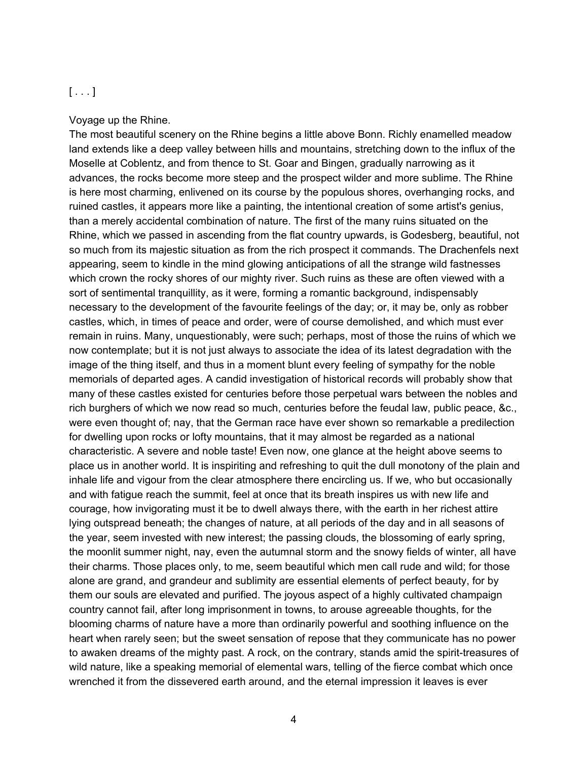[ . . . ]

Voyage up the Rhine.

The most beautiful scenery on the Rhine begins a little above Bonn. Richly enamelled meadow land extends like a deep valley between hills and mountains, stretching down to the influx of the Moselle at Coblentz, and from thence to St. Goar and Bingen, gradually narrowing as it advances, the rocks become more steep and the prospect wilder and more sublime. The Rhine is here most charming, enlivened on its course by the populous shores, overhanging rocks, and ruined castles, it appears more like a painting, the intentional creation of some artist's genius, than a merely accidental combination of nature. The first of the many ruins situated on the Rhine, which we passed in ascending from the flat country upwards, is Godesberg, beautiful, not so much from its majestic situation as from the rich prospect it commands. The Drachenfels next appearing, seem to kindle in the mind glowing anticipations of all the strange wild fastnesses which crown the rocky shores of our mighty river. Such ruins as these are often viewed with a sort of sentimental tranquillity, as it were, forming a romantic background, indispensably necessary to the development of the favourite feelings of the day; or, it may be, only as robber castles, which, in times of peace and order, were of course demolished, and which must ever remain in ruins. Many, unquestionably, were such; perhaps, most of those the ruins of which we now contemplate; but it is not just always to associate the idea of its latest degradation with the image of the thing itself, and thus in a moment blunt every feeling of sympathy for the noble memorials of departed ages. A candid investigation of historical records will probably show that many of these castles existed for centuries before those perpetual wars between the nobles and rich burghers of which we now read so much, centuries before the feudal law, public peace, &c., were even thought of; nay, that the German race have ever shown so remarkable a predilection for dwelling upon rocks or lofty mountains, that it may almost be regarded as a national characteristic. A severe and noble taste! Even now, one glance at the height above seems to place us in another world. It is inspiriting and refreshing to quit the dull monotony of the plain and inhale life and vigour from the clear atmosphere there encircling us. If we, who but occasionally and with fatigue reach the summit, feel at once that its breath inspires us with new life and courage, how invigorating must it be to dwell always there, with the earth in her richest attire lying outspread beneath; the changes of nature, at all periods of the day and in all seasons of the year, seem invested with new interest; the passing clouds, the blossoming of early spring, the moonlit summer night, nay, even the autumnal storm and the snowy fields of winter, all have their charms. Those places only, to me, seem beautiful which men call rude and wild; for those alone are grand, and grandeur and sublimity are essential elements of perfect beauty, for by them our souls are elevated and purified. The joyous aspect of a highly cultivated champaign country cannot fail, after long imprisonment in towns, to arouse agreeable thoughts, for the blooming charms of nature have a more than ordinarily powerful and soothing influence on the heart when rarely seen; but the sweet sensation of repose that they communicate has no power to awaken dreams of the mighty past. A rock, on the contrary, stands amid the spirit-treasures of wild nature, like a speaking memorial of elemental wars, telling of the fierce combat which once wrenched it from the dissevered earth around, and the eternal impression it leaves is ever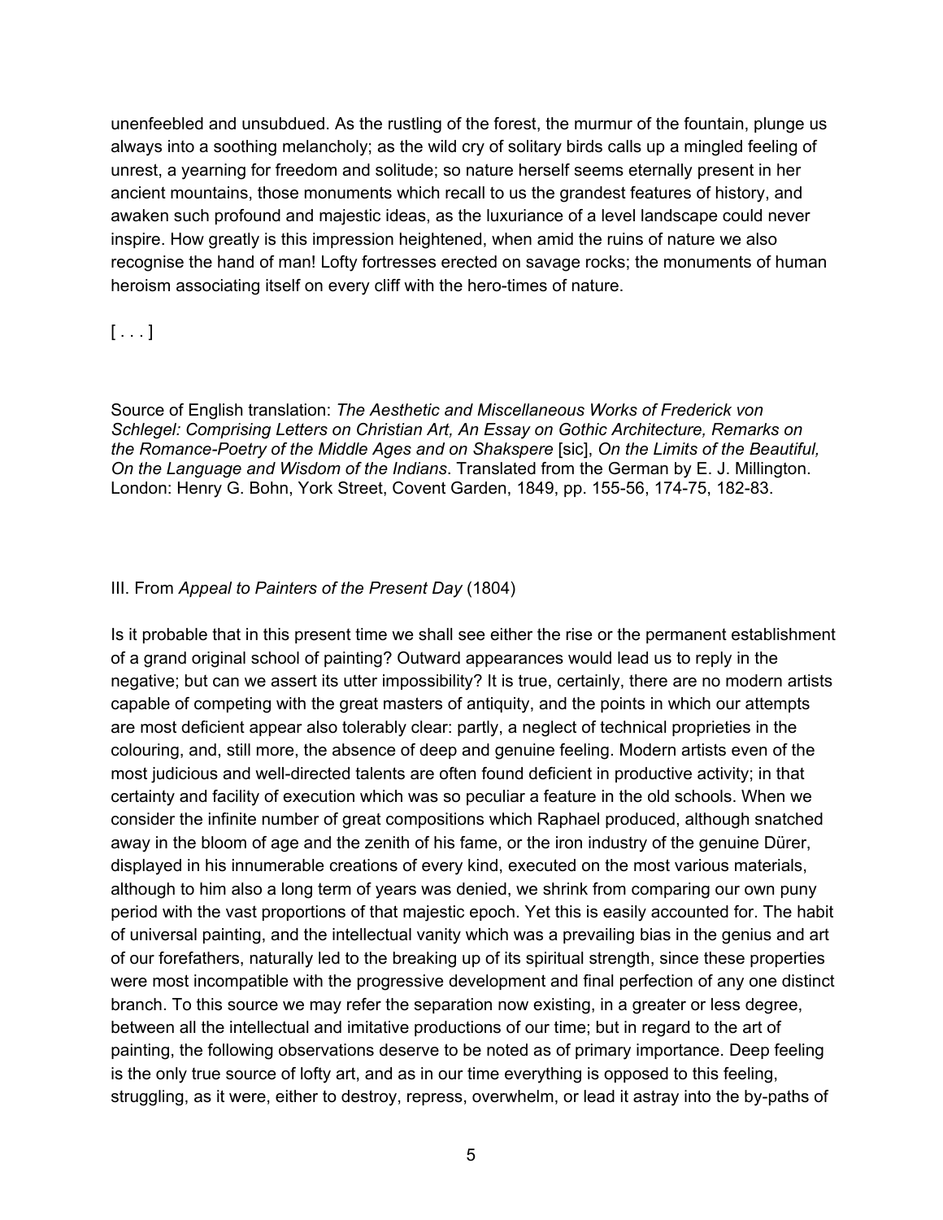unenfeebled and unsubdued. As the rustling of the forest, the murmur of the fountain, plunge us always into a soothing melancholy; as the wild cry of solitary birds calls up a mingled feeling of unrest, a yearning for freedom and solitude; so nature herself seems eternally present in her ancient mountains, those monuments which recall to us the grandest features of history, and awaken such profound and majestic ideas, as the luxuriance of a level landscape could never inspire. How greatly is this impression heightened, when amid the ruins of nature we also recognise the hand of man! Lofty fortresses erected on savage rocks; the monuments of human heroism associating itself on every cliff with the hero-times of nature.

[ . . . ]

Source of English translation: *The Aesthetic and Miscellaneous Works of Frederick von Schlegel: Comprising Letters on Christian Art, An Essay on Gothic Architecture, Remarks on the Romance-Poetry of the Middle Ages and on Shakspere* [sic], *On the Limits of the Beautiful, On the Language and Wisdom of the Indians*. Translated from the German by E. J. Millington. London: Henry G. Bohn, York Street, Covent Garden, 1849, pp. 155-56, 174-75, 182-83.

## III. From *Appeal to Painters of the Present Day* (1804)

Is it probable that in this present time we shall see either the rise or the permanent establishment of a grand original school of painting? Outward appearances would lead us to reply in the negative; but can we assert its utter impossibility? It is true, certainly, there are no modern artists capable of competing with the great masters of antiquity, and the points in which our attempts are most deficient appear also tolerably clear: partly, a neglect of technical proprieties in the colouring, and, still more, the absence of deep and genuine feeling. Modern artists even of the most judicious and well-directed talents are often found deficient in productive activity; in that certainty and facility of execution which was so peculiar a feature in the old schools. When we consider the infinite number of great compositions which Raphael produced, although snatched away in the bloom of age and the zenith of his fame, or the iron industry of the genuine Dürer, displayed in his innumerable creations of every kind, executed on the most various materials, although to him also a long term of years was denied, we shrink from comparing our own puny period with the vast proportions of that majestic epoch. Yet this is easily accounted for. The habit of universal painting, and the intellectual vanity which was a prevailing bias in the genius and art of our forefathers, naturally led to the breaking up of its spiritual strength, since these properties were most incompatible with the progressive development and final perfection of any one distinct branch. To this source we may refer the separation now existing, in a greater or less degree, between all the intellectual and imitative productions of our time; but in regard to the art of painting, the following observations deserve to be noted as of primary importance. Deep feeling is the only true source of lofty art, and as in our time everything is opposed to this feeling, struggling, as it were, either to destroy, repress, overwhelm, or lead it astray into the by-paths of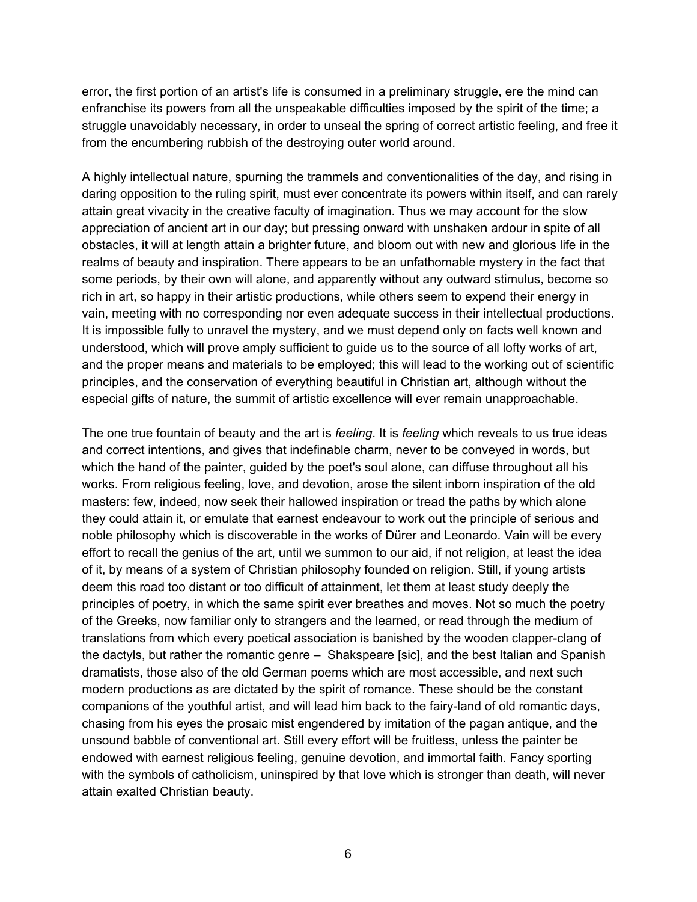error, the first portion of an artist's life is consumed in a preliminary struggle, ere the mind can enfranchise its powers from all the unspeakable difficulties imposed by the spirit of the time; a struggle unavoidably necessary, in order to unseal the spring of correct artistic feeling, and free it from the encumbering rubbish of the destroying outer world around.

A highly intellectual nature, spurning the trammels and conventionalities of the day, and rising in daring opposition to the ruling spirit, must ever concentrate its powers within itself, and can rarely attain great vivacity in the creative faculty of imagination. Thus we may account for the slow appreciation of ancient art in our day; but pressing onward with unshaken ardour in spite of all obstacles, it will at length attain a brighter future, and bloom out with new and glorious life in the realms of beauty and inspiration. There appears to be an unfathomable mystery in the fact that some periods, by their own will alone, and apparently without any outward stimulus, become so rich in art, so happy in their artistic productions, while others seem to expend their energy in vain, meeting with no corresponding nor even adequate success in their intellectual productions. It is impossible fully to unravel the mystery, and we must depend only on facts well known and understood, which will prove amply sufficient to guide us to the source of all lofty works of art, and the proper means and materials to be employed; this will lead to the working out of scientific principles, and the conservation of everything beautiful in Christian art, although without the especial gifts of nature, the summit of artistic excellence will ever remain unapproachable.

The one true fountain of beauty and the art is *feeling*. It is *feeling* which reveals to us true ideas and correct intentions, and gives that indefinable charm, never to be conveyed in words, but which the hand of the painter, guided by the poet's soul alone, can diffuse throughout all his works. From religious feeling, love, and devotion, arose the silent inborn inspiration of the old masters: few, indeed, now seek their hallowed inspiration or tread the paths by which alone they could attain it, or emulate that earnest endeavour to work out the principle of serious and noble philosophy which is discoverable in the works of Dürer and Leonardo. Vain will be every effort to recall the genius of the art, until we summon to our aid, if not religion, at least the idea of it, by means of a system of Christian philosophy founded on religion. Still, if young artists deem this road too distant or too difficult of attainment, let them at least study deeply the principles of poetry, in which the same spirit ever breathes and moves. Not so much the poetry of the Greeks, now familiar only to strangers and the learned, or read through the medium of translations from which every poetical association is banished by the wooden clapper-clang of the dactyls, but rather the romantic genre – Shakspeare [sic], and the best Italian and Spanish dramatists, those also of the old German poems which are most accessible, and next such modern productions as are dictated by the spirit of romance. These should be the constant companions of the youthful artist, and will lead him back to the fairy-land of old romantic days, chasing from his eyes the prosaic mist engendered by imitation of the pagan antique, and the unsound babble of conventional art. Still every effort will be fruitless, unless the painter be endowed with earnest religious feeling, genuine devotion, and immortal faith. Fancy sporting with the symbols of catholicism, uninspired by that love which is stronger than death, will never attain exalted Christian beauty.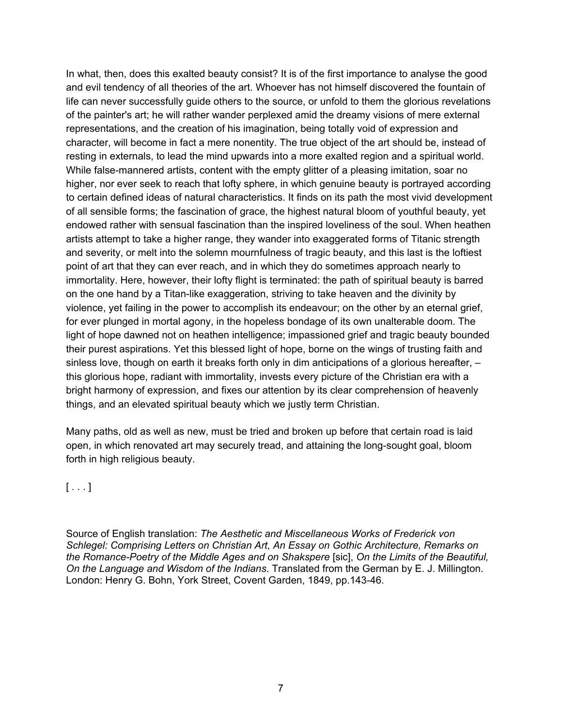In what, then, does this exalted beauty consist? It is of the first importance to analyse the good and evil tendency of all theories of the art. Whoever has not himself discovered the fountain of life can never successfully guide others to the source, or unfold to them the glorious revelations of the painter's art; he will rather wander perplexed amid the dreamy visions of mere external representations, and the creation of his imagination, being totally void of expression and character, will become in fact a mere nonentity. The true object of the art should be, instead of resting in externals, to lead the mind upwards into a more exalted region and a spiritual world. While false-mannered artists, content with the empty glitter of a pleasing imitation, soar no higher, nor ever seek to reach that lofty sphere, in which genuine beauty is portrayed according to certain defined ideas of natural characteristics. It finds on its path the most vivid development of all sensible forms; the fascination of grace, the highest natural bloom of youthful beauty, yet endowed rather with sensual fascination than the inspired loveliness of the soul. When heathen artists attempt to take a higher range, they wander into exaggerated forms of Titanic strength and severity, or melt into the solemn mournfulness of tragic beauty, and this last is the loftiest point of art that they can ever reach, and in which they do sometimes approach nearly to immortality. Here, however, their lofty flight is terminated: the path of spiritual beauty is barred on the one hand by a Titan-like exaggeration, striving to take heaven and the divinity by violence, yet failing in the power to accomplish its endeavour; on the other by an eternal grief, for ever plunged in mortal agony, in the hopeless bondage of its own unalterable doom. The light of hope dawned not on heathen intelligence; impassioned grief and tragic beauty bounded their purest aspirations. Yet this blessed light of hope, borne on the wings of trusting faith and sinless love, though on earth it breaks forth only in dim anticipations of a glorious hereafter, – this glorious hope, radiant with immortality, invests every picture of the Christian era with a bright harmony of expression, and fixes our attention by its clear comprehension of heavenly things, and an elevated spiritual beauty which we justly term Christian.

Many paths, old as well as new, must be tried and broken up before that certain road is laid open, in which renovated art may securely tread, and attaining the long-sought goal, bloom forth in high religious beauty.

[ . . . ]

Source of English translation: *The Aesthetic and Miscellaneous Works of Frederick von Schlegel: Comprising Letters on Christian Art, An Essay on Gothic Architecture, Remarks on the Romance-Poetry of the Middle Ages and on Shakspere* [sic], *On the Limits of the Beautiful, On the Language and Wisdom of the Indians*. Translated from the German by E. J. Millington. London: Henry G. Bohn, York Street, Covent Garden, 1849, pp.143-46.